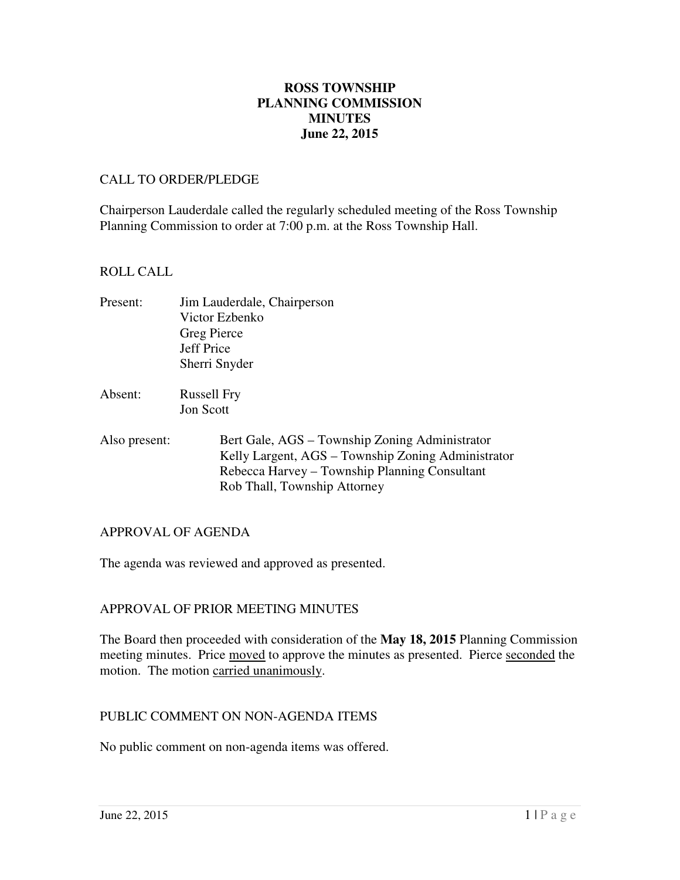# ROSS TOWNSHIP
# PLANNING COMMISSION
# MINUTES
# June 22, 2015

## CALL TO ORDER/PLEDGE

Chairperson Lauderdale called the regularly scheduled meeting of the Ross Township Planning Commission to order at 7:00 p.m. at the Ross Township Hall.

## ROLL CALL

Present: Jim Lauderdale, Chairperson
Victor Ezbenko
Greg Pierce
Jeff Price
Sherri Snyder

Absent: Russell Fry
Jon Scott

Also present: Bert Gale, AGS – Township Zoning Administrator
Kelly Largent, AGS – Township Zoning Administrator
Rebecca Harvey – Township Planning Consultant
Rob Thall, Township Attorney

## APPROVAL OF AGENDA

The agenda was reviewed and approved as presented.

## APPROVAL OF PRIOR MEETING MINUTES

The Board then proceeded with consideration of the **May 18, 2015** Planning Commission meeting minutes. Price moved to approve the minutes as presented. Pierce seconded the motion. The motion carried unanimously.

## PUBLIC COMMENT ON NON-AGENDA ITEMS

No public comment on non-agenda items was offered.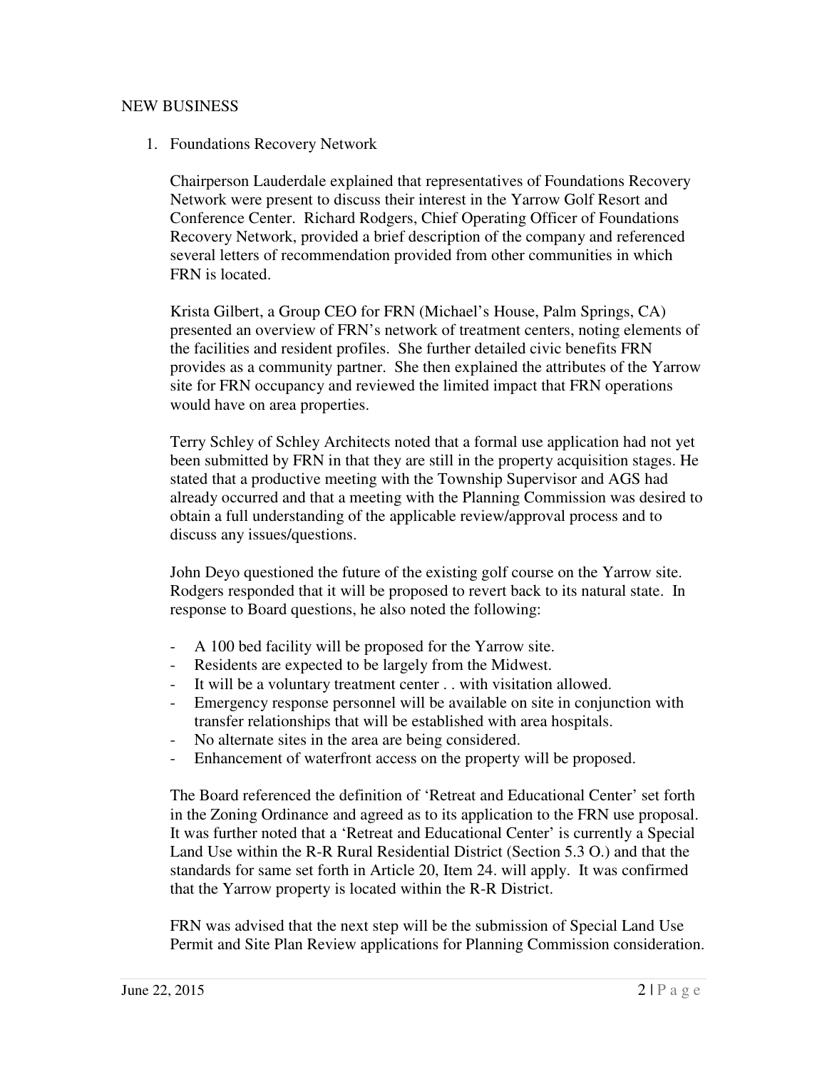## NEW BUSINESS

1. Foundations Recovery Network

   Chairperson Lauderdale explained that representatives of Foundations Recovery Network were present to discuss their interest in the Yarrow Golf Resort and Conference Center. Richard Rodgers, Chief Operating Officer of Foundations Recovery Network, provided a brief description of the company and referenced several letters of recommendation provided from other communities in which FRN is located.

   Krista Gilbert, a Group CEO for FRN (Michael's House, Palm Springs, CA) presented an overview of FRN's network of treatment centers, noting elements of the facilities and resident profiles. She further detailed civic benefits FRN provides as a community partner. She then explained the attributes of the Yarrow site for FRN occupancy and reviewed the limited impact that FRN operations would have on area properties.

   Terry Schley of Schley Architects noted that a formal use application had not yet been submitted by FRN in that they are still in the property acquisition stages. He stated that a productive meeting with the Township Supervisor and AGS had already occurred and that a meeting with the Planning Commission was desired to obtain a full understanding of the applicable review/approval process and to discuss any issues/questions.

   John Deyo questioned the future of the existing golf course on the Yarrow site. Rodgers responded that it will be proposed to revert back to its natural state. In response to Board questions, he also noted the following:

   - A 100 bed facility will be proposed for the Yarrow site.
   - Residents are expected to be largely from the Midwest.
   - It will be a voluntary treatment center . . with visitation allowed.
   - Emergency response personnel will be available on site in conjunction with transfer relationships that will be established with area hospitals.
   - No alternate sites in the area are being considered.
   - Enhancement of waterfront access on the property will be proposed.

   The Board referenced the definition of 'Retreat and Educational Center' set forth in the Zoning Ordinance and agreed as to its application to the FRN use proposal. It was further noted that a 'Retreat and Educational Center' is currently a Special Land Use within the R-R Rural Residential District (Section 5.3 O.) and that the standards for same set forth in Article 20, Item 24. will apply. It was confirmed that the Yarrow property is located within the R-R District.

   FRN was advised that the next step will be the submission of Special Land Use Permit and Site Plan Review applications for Planning Commission consideration.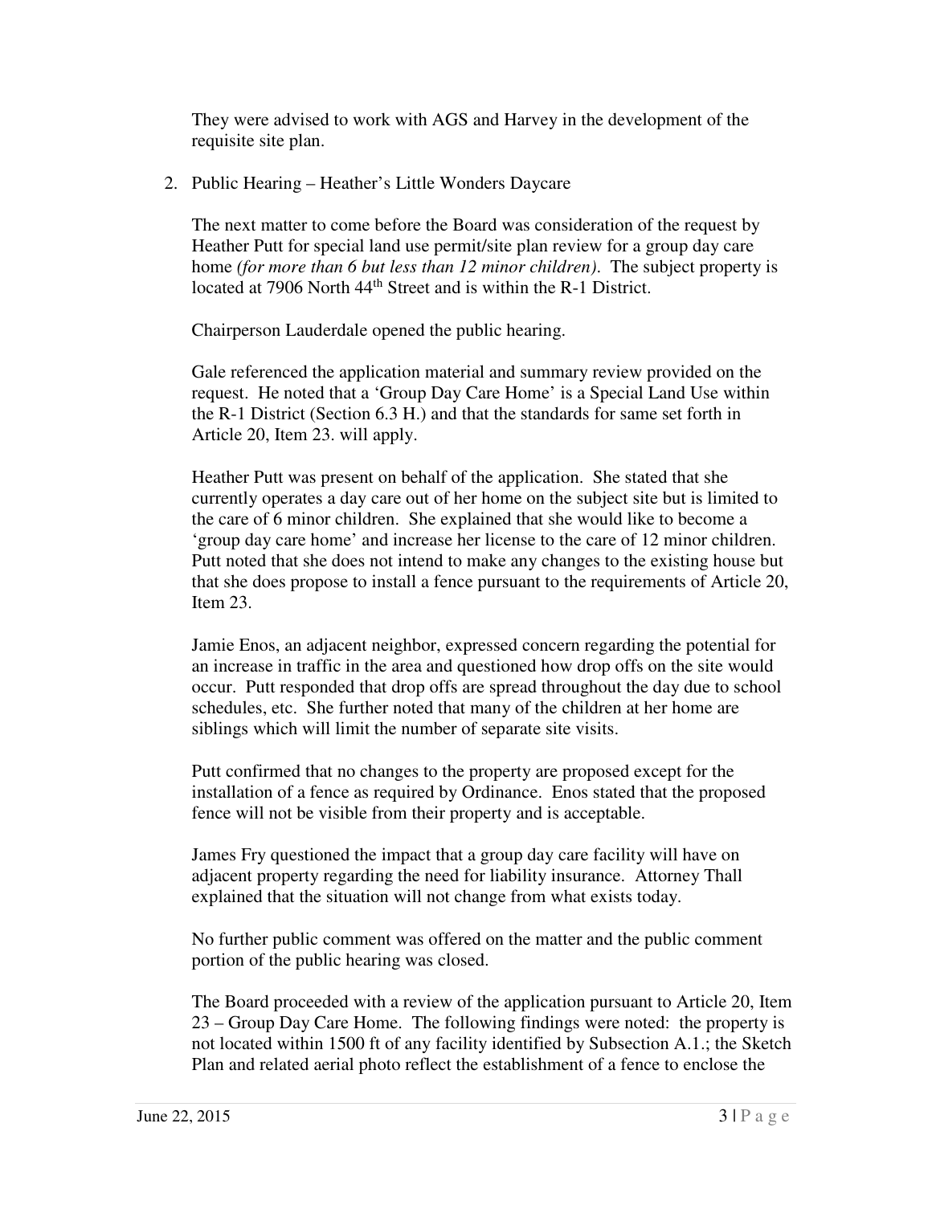They were advised to work with AGS and Harvey in the development of the requisite site plan.

2. Public Hearing – Heather's Little Wonders Daycare

   The next matter to come before the Board was consideration of the request by Heather Putt for special land use permit/site plan review for a group day care home *(for more than 6 but less than 12 minor children)*. The subject property is located at 7906 North 44th Street and is within the R-1 District.

   Chairperson Lauderdale opened the public hearing.

   Gale referenced the application material and summary review provided on the request. He noted that a 'Group Day Care Home' is a Special Land Use within the R-1 District (Section 6.3 H.) and that the standards for same set forth in Article 20, Item 23. will apply.

   Heather Putt was present on behalf of the application. She stated that she currently operates a day care out of her home on the subject site but is limited to the care of 6 minor children. She explained that she would like to become a 'group day care home' and increase her license to the care of 12 minor children. Putt noted that she does not intend to make any changes to the existing house but that she does propose to install a fence pursuant to the requirements of Article 20, Item 23.

   Jamie Enos, an adjacent neighbor, expressed concern regarding the potential for an increase in traffic in the area and questioned how drop offs on the site would occur. Putt responded that drop offs are spread throughout the day due to school schedules, etc. She further noted that many of the children at her home are siblings which will limit the number of separate site visits.

   Putt confirmed that no changes to the property are proposed except for the installation of a fence as required by Ordinance. Enos stated that the proposed fence will not be visible from their property and is acceptable.

   James Fry questioned the impact that a group day care facility will have on adjacent property regarding the need for liability insurance. Attorney Thall explained that the situation will not change from what exists today.

   No further public comment was offered on the matter and the public comment portion of the public hearing was closed.

   The Board proceeded with a review of the application pursuant to Article 20, Item 23 – Group Day Care Home. The following findings were noted: the property is not located within 1500 ft of any facility identified by Subsection A.1.; the Sketch Plan and related aerial photo reflect the establishment of a fence to enclose the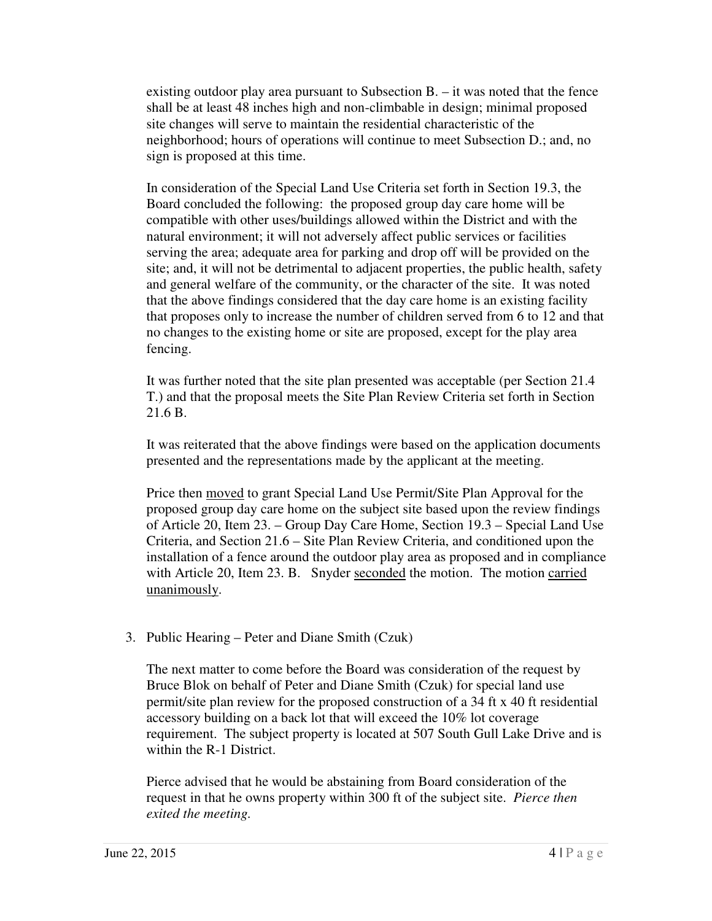existing outdoor play area pursuant to Subsection B. – it was noted that the fence shall be at least 48 inches high and non-climbable in design; minimal proposed site changes will serve to maintain the residential characteristic of the neighborhood; hours of operations will continue to meet Subsection D.; and, no sign is proposed at this time.

In consideration of the Special Land Use Criteria set forth in Section 19.3, the Board concluded the following: the proposed group day care home will be compatible with other uses/buildings allowed within the District and with the natural environment; it will not adversely affect public services or facilities serving the area; adequate area for parking and drop off will be provided on the site; and, it will not be detrimental to adjacent properties, the public health, safety and general welfare of the community, or the character of the site. It was noted that the above findings considered that the day care home is an existing facility that proposes only to increase the number of children served from 6 to 12 and that no changes to the existing home or site are proposed, except for the play area fencing.

It was further noted that the site plan presented was acceptable (per Section 21.4 T.) and that the proposal meets the Site Plan Review Criteria set forth in Section 21.6 B.

It was reiterated that the above findings were based on the application documents presented and the representations made by the applicant at the meeting.

Price then moved to grant Special Land Use Permit/Site Plan Approval for the proposed group day care home on the subject site based upon the review findings of Article 20, Item 23. – Group Day Care Home, Section 19.3 – Special Land Use Criteria, and Section 21.6 – Site Plan Review Criteria, and conditioned upon the installation of a fence around the outdoor play area as proposed and in compliance with Article 20, Item 23. B. Snyder seconded the motion. The motion carried unanimously.

3. Public Hearing – Peter and Diane Smith (Czuk)

The next matter to come before the Board was consideration of the request by Bruce Blok on behalf of Peter and Diane Smith (Czuk) for special land use permit/site plan review for the proposed construction of a 34 ft x 40 ft residential accessory building on a back lot that will exceed the 10% lot coverage requirement. The subject property is located at 507 South Gull Lake Drive and is within the R-1 District.

Pierce advised that he would be abstaining from Board consideration of the request in that he owns property within 300 ft of the subject site. *Pierce then exited the meeting.*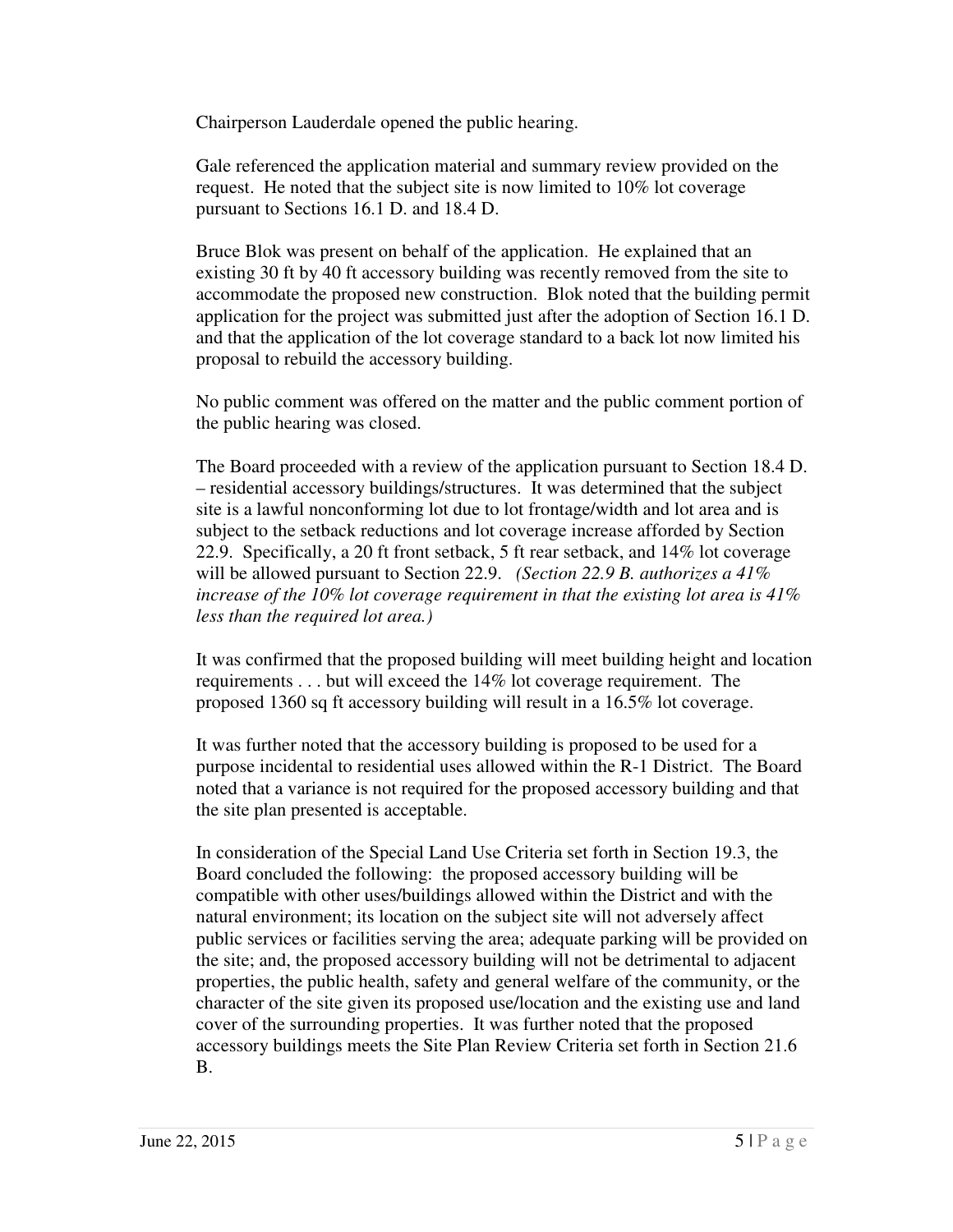Chairperson Lauderdale opened the public hearing.

Gale referenced the application material and summary review provided on the request. He noted that the subject site is now limited to 10% lot coverage pursuant to Sections 16.1 D. and 18.4 D.

Bruce Blok was present on behalf of the application. He explained that an existing 30 ft by 40 ft accessory building was recently removed from the site to accommodate the proposed new construction. Blok noted that the building permit application for the project was submitted just after the adoption of Section 16.1 D. and that the application of the lot coverage standard to a back lot now limited his proposal to rebuild the accessory building.

No public comment was offered on the matter and the public comment portion of the public hearing was closed.

The Board proceeded with a review of the application pursuant to Section 18.4 D. – residential accessory buildings/structures. It was determined that the subject site is a lawful nonconforming lot due to lot frontage/width and lot area and is subject to the setback reductions and lot coverage increase afforded by Section 22.9. Specifically, a 20 ft front setback, 5 ft rear setback, and 14% lot coverage will be allowed pursuant to Section 22.9. *(Section 22.9 B. authorizes a 41% increase of the 10% lot coverage requirement in that the existing lot area is 41% less than the required lot area.)*

It was confirmed that the proposed building will meet building height and location requirements . . . but will exceed the 14% lot coverage requirement. The proposed 1360 sq ft accessory building will result in a 16.5% lot coverage.

It was further noted that the accessory building is proposed to be used for a purpose incidental to residential uses allowed within the R-1 District. The Board noted that a variance is not required for the proposed accessory building and that the site plan presented is acceptable.

In consideration of the Special Land Use Criteria set forth in Section 19.3, the Board concluded the following: the proposed accessory building will be compatible with other uses/buildings allowed within the District and with the natural environment; its location on the subject site will not adversely affect public services or facilities serving the area; adequate parking will be provided on the site; and, the proposed accessory building will not be detrimental to adjacent properties, the public health, safety and general welfare of the community, or the character of the site given its proposed use/location and the existing use and land cover of the surrounding properties. It was further noted that the proposed accessory buildings meets the Site Plan Review Criteria set forth in Section 21.6 B.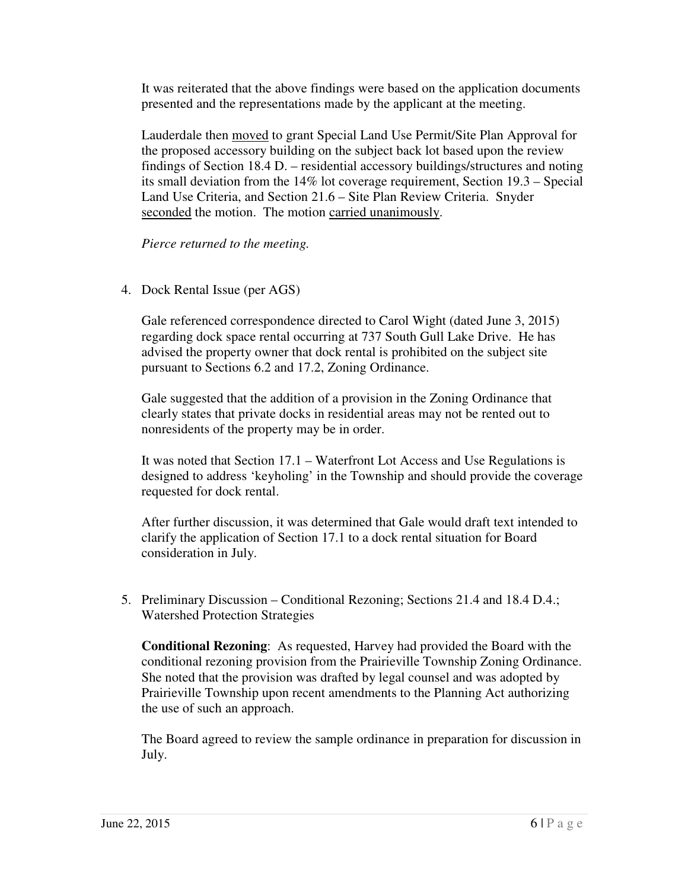It was reiterated that the above findings were based on the application documents presented and the representations made by the applicant at the meeting.

Lauderdale then <u>moved</u> to grant Special Land Use Permit/Site Plan Approval for the proposed accessory building on the subject back lot based upon the review findings of Section 18.4 D. – residential accessory buildings/structures and noting its small deviation from the 14% lot coverage requirement, Section 19.3 – Special Land Use Criteria, and Section 21.6 – Site Plan Review Criteria. Snyder <u>seconded</u> the motion. The motion <u>carried unanimously</u>.

*Pierce returned to the meeting.*

4. Dock Rental Issue (per AGS)

   Gale referenced correspondence directed to Carol Wight (dated June 3, 2015) regarding dock space rental occurring at 737 South Gull Lake Drive. He has advised the property owner that dock rental is prohibited on the subject site pursuant to Sections 6.2 and 17.2, Zoning Ordinance.

   Gale suggested that the addition of a provision in the Zoning Ordinance that clearly states that private docks in residential areas may not be rented out to nonresidents of the property may be in order.

   It was noted that Section 17.1 – Waterfront Lot Access and Use Regulations is designed to address 'keyholing' in the Township and should provide the coverage requested for dock rental.

   After further discussion, it was determined that Gale would draft text intended to clarify the application of Section 17.1 to a dock rental situation for Board consideration in July.

5. Preliminary Discussion – Conditional Rezoning; Sections 21.4 and 18.4 D.4.; Watershed Protection Strategies

   **Conditional Rezoning**: As requested, Harvey had provided the Board with the conditional rezoning provision from the Prairieville Township Zoning Ordinance. She noted that the provision was drafted by legal counsel and was adopted by Prairieville Township upon recent amendments to the Planning Act authorizing the use of such an approach.

   The Board agreed to review the sample ordinance in preparation for discussion in July.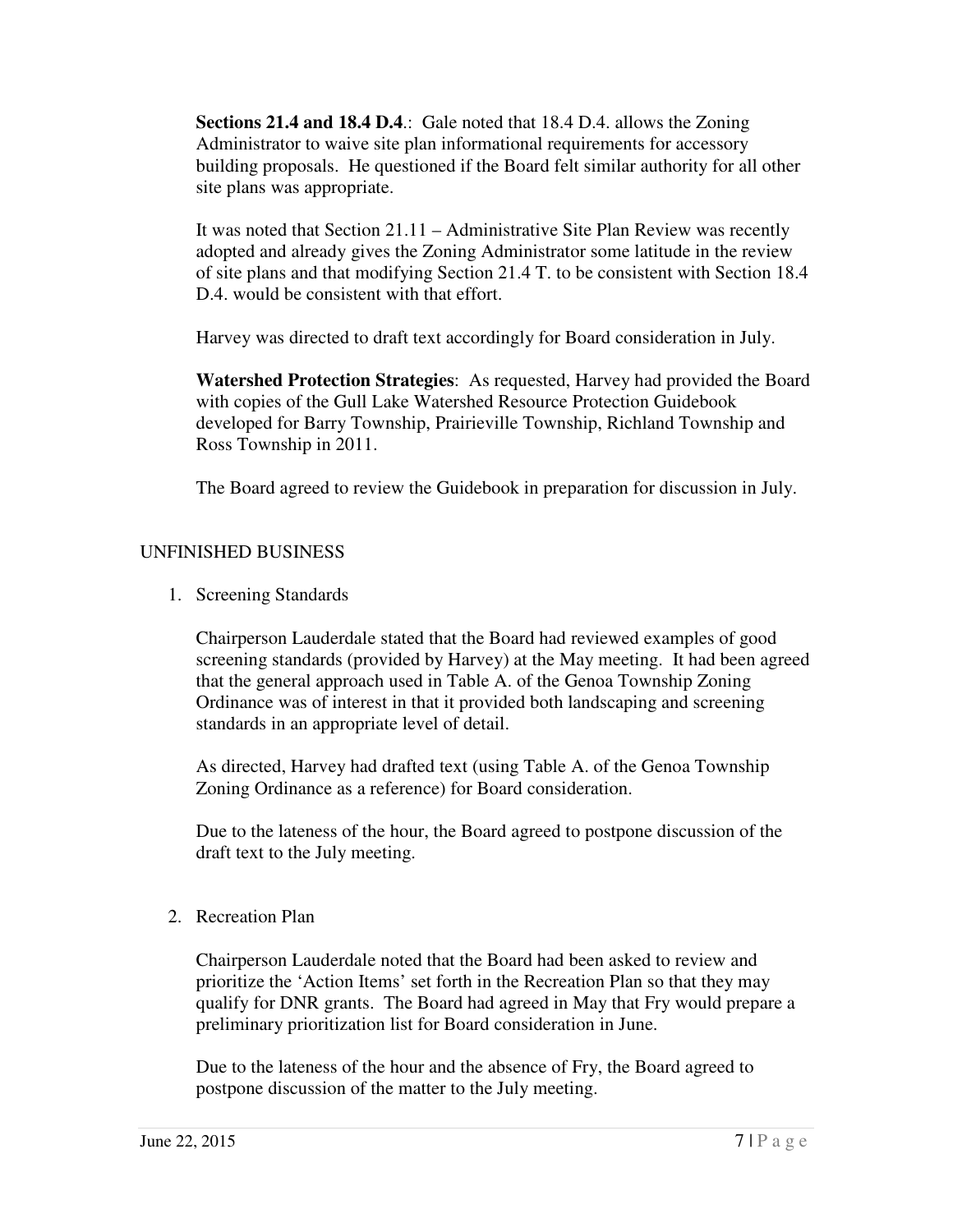**Sections 21.4 and 18.4 D.4**.: Gale noted that 18.4 D.4. allows the Zoning Administrator to waive site plan informational requirements for accessory building proposals. He questioned if the Board felt similar authority for all other site plans was appropriate.

It was noted that Section 21.11 – Administrative Site Plan Review was recently adopted and already gives the Zoning Administrator some latitude in the review of site plans and that modifying Section 21.4 T. to be consistent with Section 18.4 D.4. would be consistent with that effort.

Harvey was directed to draft text accordingly for Board consideration in July.

**Watershed Protection Strategies**: As requested, Harvey had provided the Board with copies of the Gull Lake Watershed Resource Protection Guidebook developed for Barry Township, Prairieville Township, Richland Township and Ross Township in 2011.

The Board agreed to review the Guidebook in preparation for discussion in July.

UNFINISHED BUSINESS

1. Screening Standards

   Chairperson Lauderdale stated that the Board had reviewed examples of good screening standards (provided by Harvey) at the May meeting. It had been agreed that the general approach used in Table A. of the Genoa Township Zoning Ordinance was of interest in that it provided both landscaping and screening standards in an appropriate level of detail.

   As directed, Harvey had drafted text (using Table A. of the Genoa Township Zoning Ordinance as a reference) for Board consideration.

   Due to the lateness of the hour, the Board agreed to postpone discussion of the draft text to the July meeting.

2. Recreation Plan

   Chairperson Lauderdale noted that the Board had been asked to review and prioritize the 'Action Items' set forth in the Recreation Plan so that they may qualify for DNR grants. The Board had agreed in May that Fry would prepare a preliminary prioritization list for Board consideration in June.

   Due to the lateness of the hour and the absence of Fry, the Board agreed to postpone discussion of the matter to the July meeting.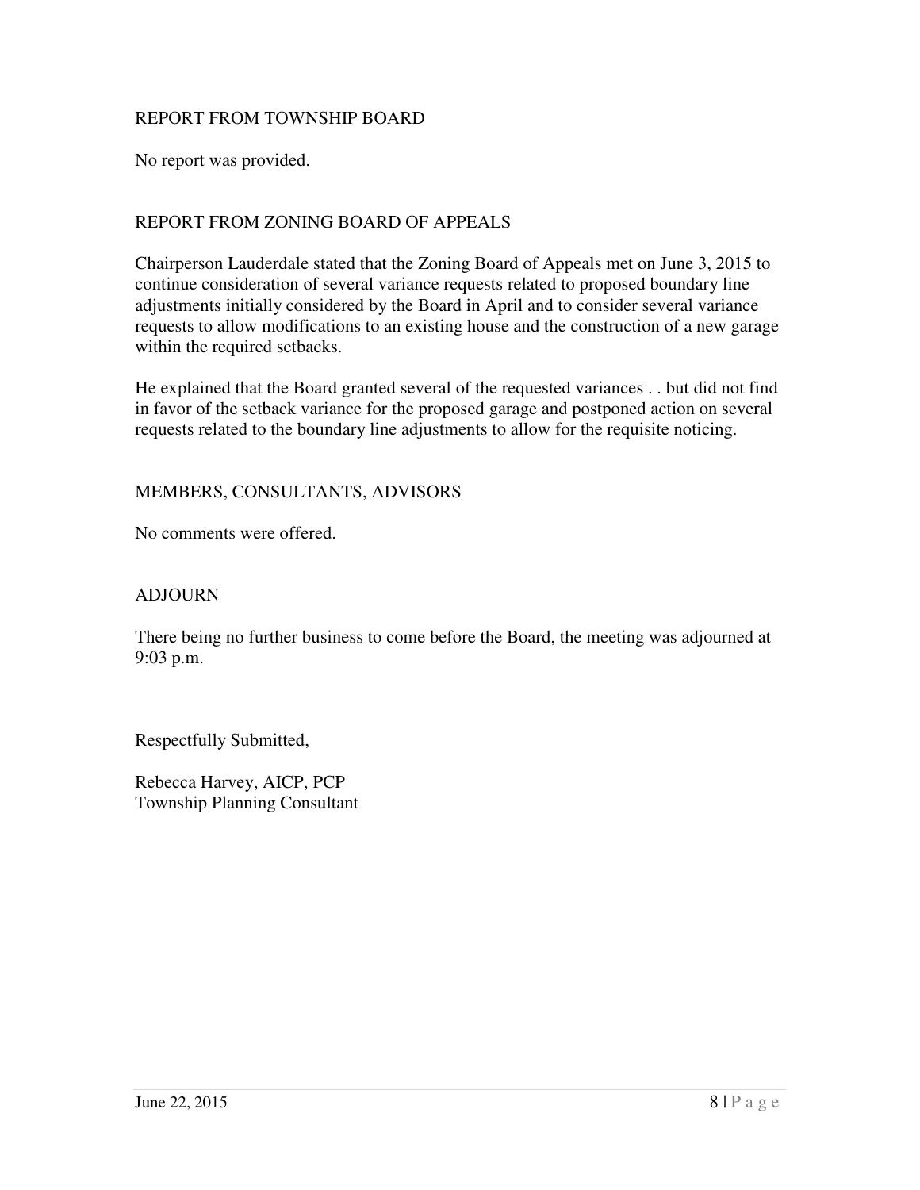## REPORT FROM TOWNSHIP BOARD

No report was provided.

## REPORT FROM ZONING BOARD OF APPEALS

Chairperson Lauderdale stated that the Zoning Board of Appeals met on June 3, 2015 to continue consideration of several variance requests related to proposed boundary line adjustments initially considered by the Board in April and to consider several variance requests to allow modifications to an existing house and the construction of a new garage within the required setbacks.

He explained that the Board granted several of the requested variances . . but did not find in favor of the setback variance for the proposed garage and postponed action on several requests related to the boundary line adjustments to allow for the requisite noticing.

## MEMBERS, CONSULTANTS, ADVISORS

No comments were offered.

## ADJOURN

There being no further business to come before the Board, the meeting was adjourned at 9:03 p.m.

Respectfully Submitted,

Rebecca Harvey, AICP, PCP
Township Planning Consultant